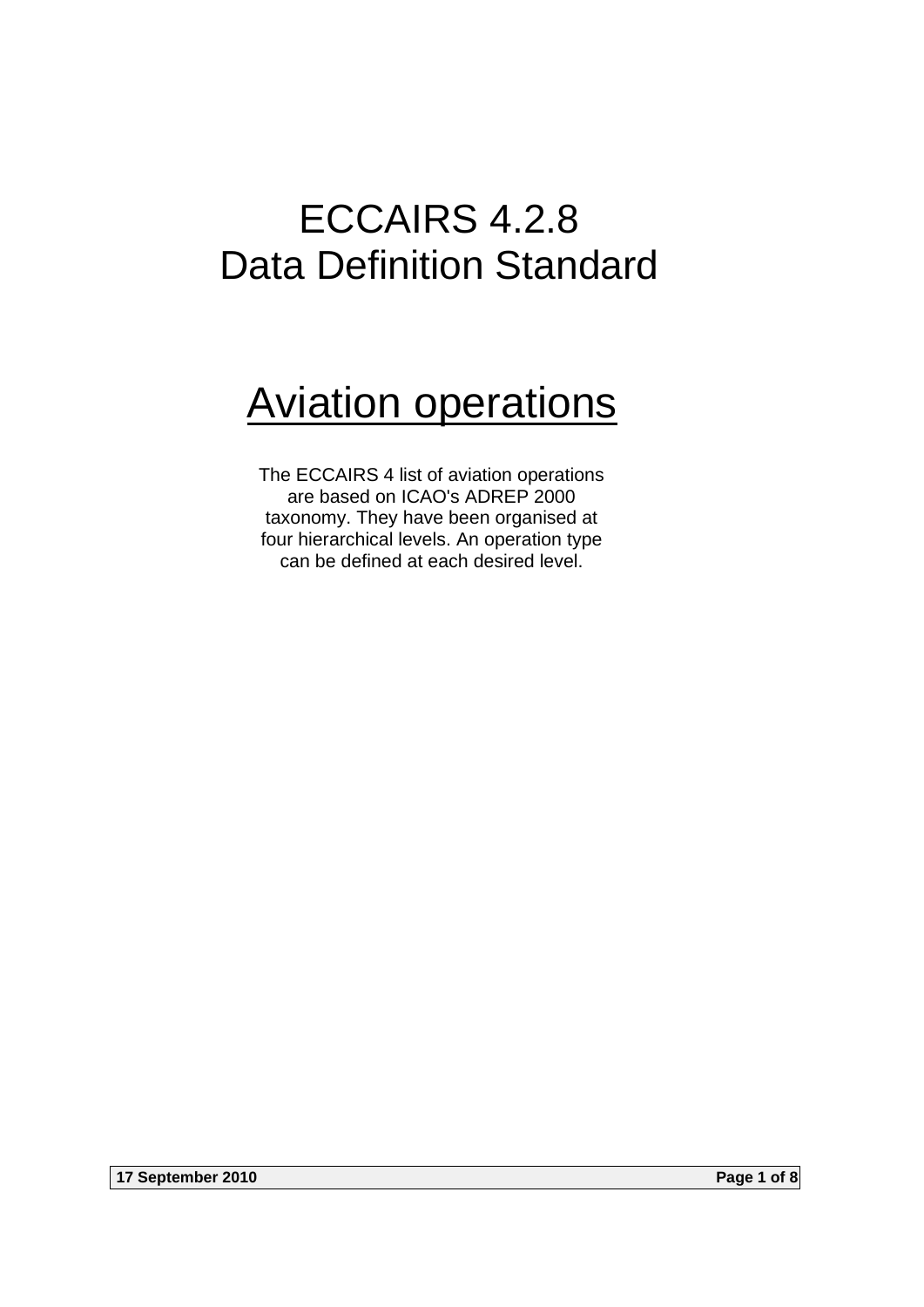# ECCAIRS 4.2.8
# Data Definition Standard

## Aviation operations

The ECCAIRS 4 list of aviation operations are based on ICAO's ADREP 2000 taxonomy. They have been organised at four hierarchical levels. An operation type can be defined at each desired level.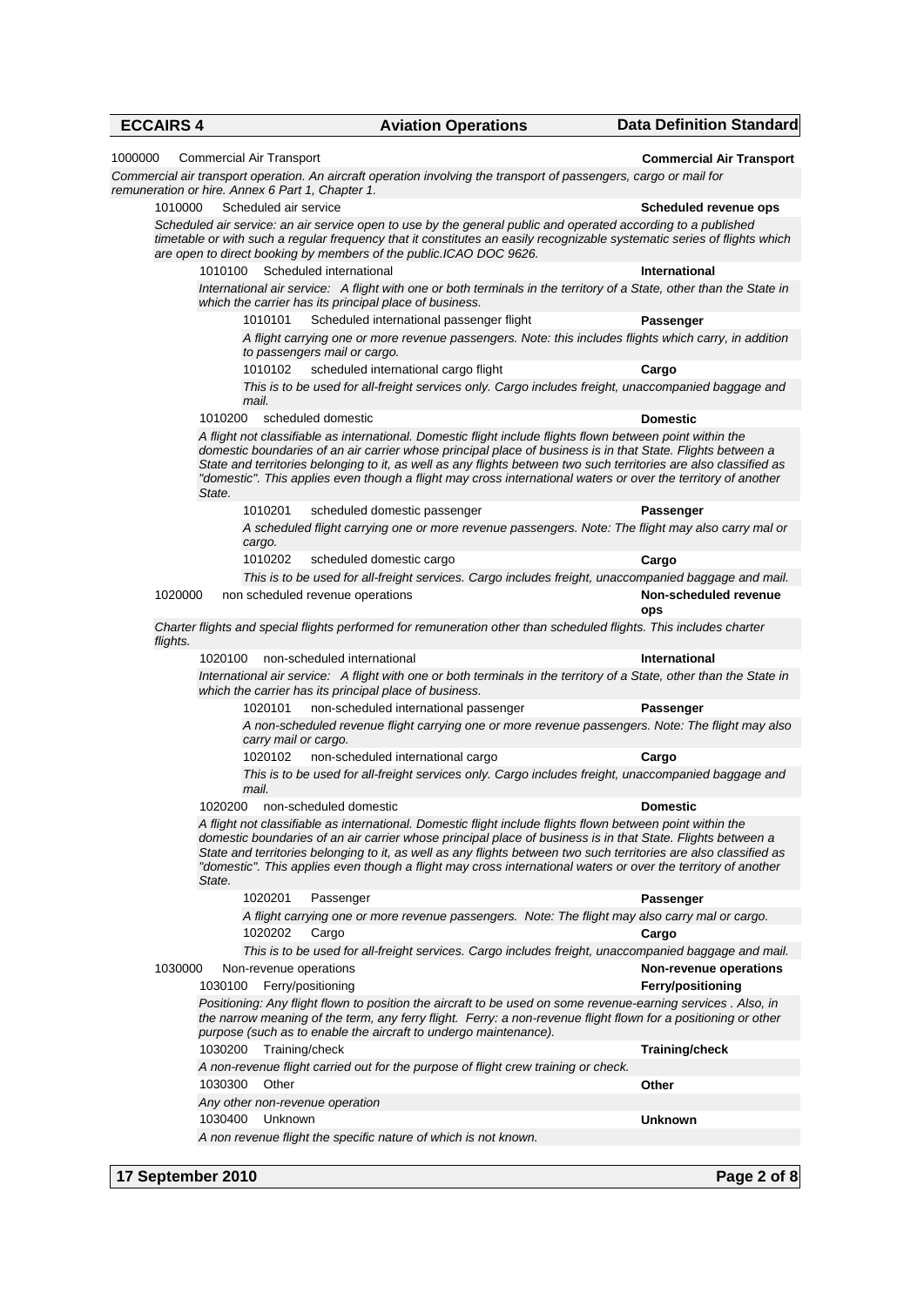1000000 Commercial Air Transport — **Commercial Air Transport**

*Commercial air transport operation. An aircraft operation involving the transport of passengers, cargo or mail for remuneration or hire. Annex 6 Part 1, Chapter 1.*

1010000 Scheduled air service — **Scheduled revenue ops**

*Scheduled air service: an air service open to use by the general public and operated according to a published timetable or with such a regular frequency that it constitutes an easily recognizable systematic series of flights which are open to direct booking by members of the public.ICAO DOC 9626.*

1010100 Scheduled international — **International**

*International air service: A flight with one or both terminals in the territory of a State, other than the State in which the carrier has its principal place of business.*

1010101 Scheduled international passenger flight — **Passenger**

*A flight carrying one or more revenue passengers. Note: this includes flights which carry, in addition to passengers mail or cargo.*

1010102 scheduled international cargo flight — **Cargo**

*This is to be used for all-freight services only. Cargo includes freight, unaccompanied baggage and mail.*

1010200 scheduled domestic — **Domestic**

*A flight not classifiable as international. Domestic flight include flights flown between point within the domestic boundaries of an air carrier whose principal place of business is in that State. Flights between a State and territories belonging to it, as well as any flights between two such territories are also classified as "domestic". This applies even though a flight may cross international waters or over the territory of another State.*

1010201 scheduled domestic passenger — **Passenger**

*A scheduled flight carrying one or more revenue passengers. Note: The flight may also carry mal or cargo.*

1010202 scheduled domestic cargo — **Cargo**

*This is to be used for all-freight services. Cargo includes freight, unaccompanied baggage and mail.*

1020000 non scheduled revenue operations — **Non-scheduled revenue ops**

*Charter flights and special flights performed for remuneration other than scheduled flights. This includes charter flights.*

1020100 non-scheduled international — **International**

*International air service: A flight with one or both terminals in the territory of a State, other than the State in which the carrier has its principal place of business.*

1020101 non-scheduled international passenger — **Passenger**

*A non-scheduled revenue flight carrying one or more revenue passengers. Note: The flight may also carry mail or cargo.*

1020102 non-scheduled international cargo — **Cargo**

*This is to be used for all-freight services only. Cargo includes freight, unaccompanied baggage and mail.*

1020200 non-scheduled domestic — **Domestic**

*A flight not classifiable as international. Domestic flight include flights flown between point within the domestic boundaries of an air carrier whose principal place of business is in that State. Flights between a State and territories belonging to it, as well as any flights between two such territories are also classified as "domestic". This applies even though a flight may cross international waters or over the territory of another State.*

1020201 Passenger — **Passenger**

*A flight carrying one or more revenue passengers. Note: The flight may also carry mal or cargo.*

1020202 Cargo — **Cargo**

*This is to be used for all-freight services. Cargo includes freight, unaccompanied baggage and mail.*

1030000 Non-revenue operations — **Non-revenue operations**

1030100 Ferry/positioning — **Ferry/positioning**

*Positioning: Any flight flown to position the aircraft to be used on some revenue-earning services . Also, in the narrow meaning of the term, any ferry flight. Ferry: a non-revenue flight flown for a positioning or other purpose (such as to enable the aircraft to undergo maintenance).*

1030200 Training/check — **Training/check**

*A non-revenue flight carried out for the purpose of flight crew training or check.*

1030300 Other — **Other**

*Any other non-revenue operation*

1030400 Unknown — **Unknown**

*A non revenue flight the specific nature of which is not known.*

**17 September 2010**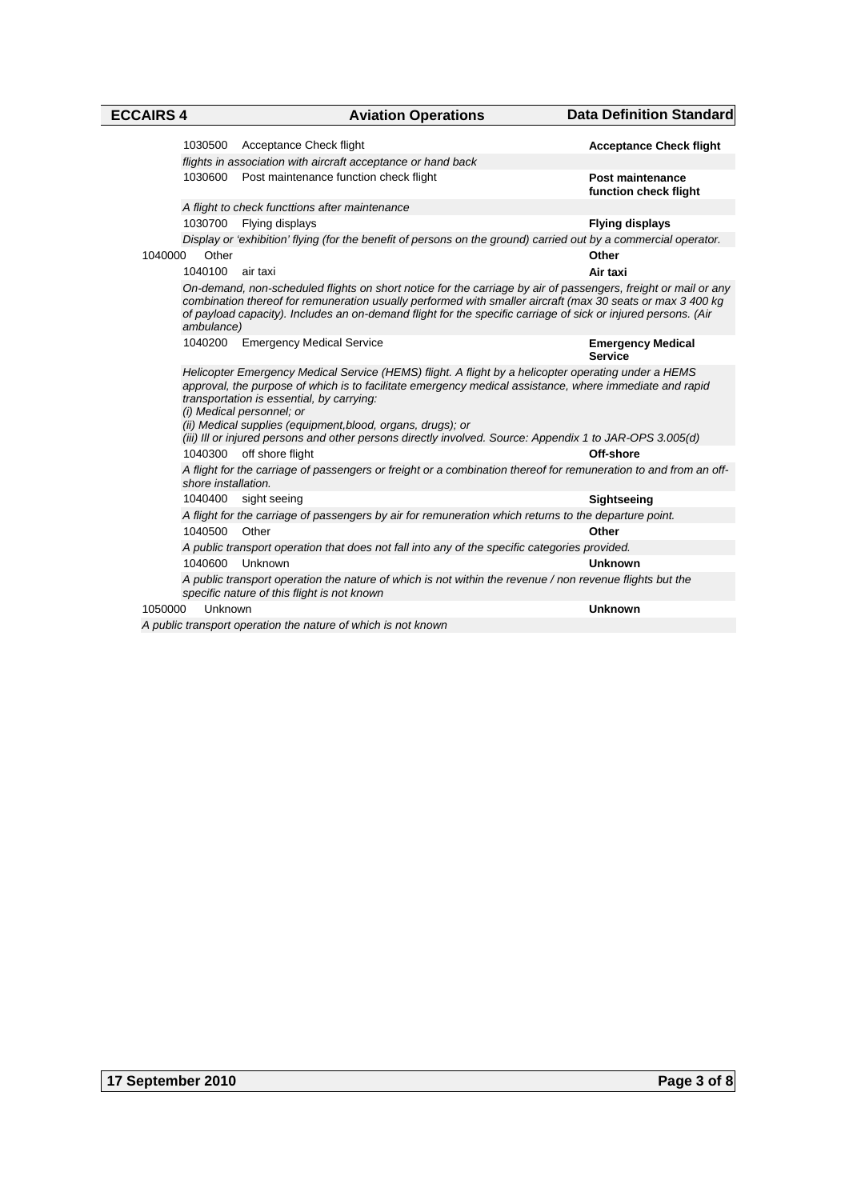| | | |
|---|---|---|
| 1030500 | Acceptance Check flight | **Acceptance Check flight** |
| | *flights in association with aircraft acceptance or hand back* | |
| 1030600 | Post maintenance function check flight | **Post maintenance function check flight** |
| | *A flight to check functtions after maintenance* | |
| 1030700 | Flying displays | **Flying displays** |
| | *Display or 'exhibition' flying (for the benefit of persons on the ground) carried out by a commercial operator.* | |
| 1040000 | Other | **Other** |
| 1040100 | air taxi | **Air taxi** |
| | *On-demand, non-scheduled flights on short notice for the carriage by air of passengers, freight or mail or any combination thereof for remuneration usually performed with smaller aircraft (max 30 seats or max 3 400 kg of payload capacity). Includes an on-demand flight for the specific carriage of sick or injured persons. (Air ambulance)* | |
| 1040200 | Emergency Medical Service | **Emergency Medical Service** |
| | *Helicopter Emergency Medical Service (HEMS) flight. A flight by a helicopter operating under a HEMS approval, the purpose of which is to facilitate emergency medical assistance, where immediate and rapid transportation is essential, by carrying:*<br>*(i) Medical personnel; or*<br>*(ii) Medical supplies (equipment,blood, organs, drugs); or*<br>*(iii) Ill or injured persons and other persons directly involved. Source: Appendix 1 to JAR-OPS 3.005(d)* | |
| 1040300 | off shore flight | **Off-shore** |
| | *A flight for the carriage of passengers or freight or a combination thereof for remuneration to and from an off-shore installation.* | |
| 1040400 | sight seeing | **Sightseeing** |
| | *A flight for the carriage of passengers by air for remuneration which returns to the departure point.* | |
| 1040500 | Other | **Other** |
| | *A public transport operation that does not fall into any of the specific categories provided.* | |
| 1040600 | Unknown | **Unknown** |
| | *A public transport operation the nature of which is not within the revenue / non revenue flights but the specific nature of this flight is not known* | |
| 1050000 | Unknown | **Unknown** |
| | *A public transport operation the nature of which is not known* | |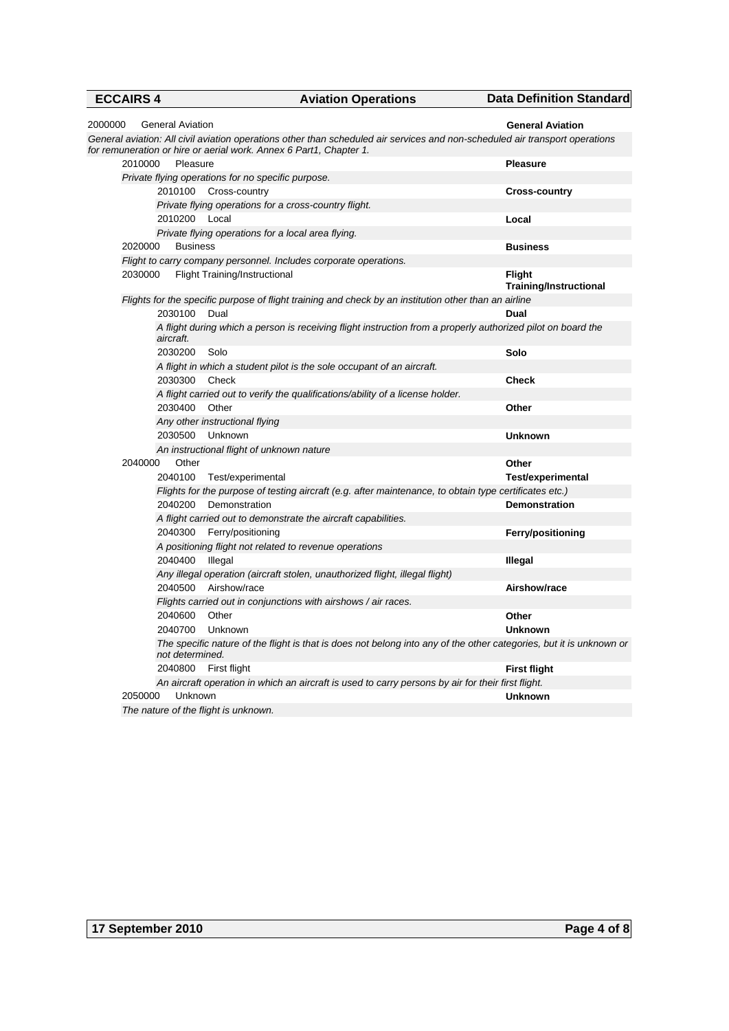| | | |
|---|---|---|
| 2000000 | General Aviation | **General Aviation** |
| | *General aviation: All civil aviation operations other than scheduled air services and non-scheduled air transport operations for remuneration or hire or aerial work. Annex 6 Part1, Chapter 1.* | |
| 2010000 | Pleasure | **Pleasure** |
| | *Private flying operations for no specific purpose.* | |
| 2010100 | Cross-country | **Cross-country** |
| | *Private flying operations for a cross-country flight.* | |
| 2010200 | Local | **Local** |
| | *Private flying operations for a local area flying.* | |
| 2020000 | Business | **Business** |
| | *Flight to carry company personnel. Includes corporate operations.* | |
| 2030000 | Flight Training/Instructional | **Flight Training/Instructional** |
| | *Flights for the specific purpose of flight training and check by an institution other than an airline* | |
| 2030100 | Dual | **Dual** |
| | *A flight during which a person is receiving flight instruction from a properly authorized pilot on board the aircraft.* | |
| 2030200 | Solo | **Solo** |
| | *A flight in which a student pilot is the sole occupant of an aircraft.* | |
| 2030300 | Check | **Check** |
| | *A flight carried out to verify the qualifications/ability of a license holder.* | |
| 2030400 | Other | **Other** |
| | *Any other instructional flying* | |
| 2030500 | Unknown | **Unknown** |
| | *An instructional flight of unknown nature* | |
| 2040000 | Other | **Other** |
| 2040100 | Test/experimental | **Test/experimental** |
| | *Flights for the purpose of testing aircraft (e.g. after maintenance, to obtain type certificates etc.)* | |
| 2040200 | Demonstration | **Demonstration** |
| | *A flight carried out to demonstrate the aircraft capabilities.* | |
| 2040300 | Ferry/positioning | **Ferry/positioning** |
| | *A positioning flight not related to revenue operations* | |
| 2040400 | Illegal | **Illegal** |
| | *Any illegal operation (aircraft stolen, unauthorized flight, illegal flight)* | |
| 2040500 | Airshow/race | **Airshow/race** |
| | *Flights carried out in conjunctions with airshows / air races.* | |
| 2040600 | Other | **Other** |
| 2040700 | Unknown | **Unknown** |
| | *The specific nature of the flight is that is does not belong into any of the other categories, but it is unknown or not determined.* | |
| 2040800 | First flight | **First flight** |
| | *An aircraft operation in which an aircraft is used to carry persons by air for their first flight.* | |
| 2050000 | Unknown | **Unknown** |
| | *The nature of the flight is unknown.* | |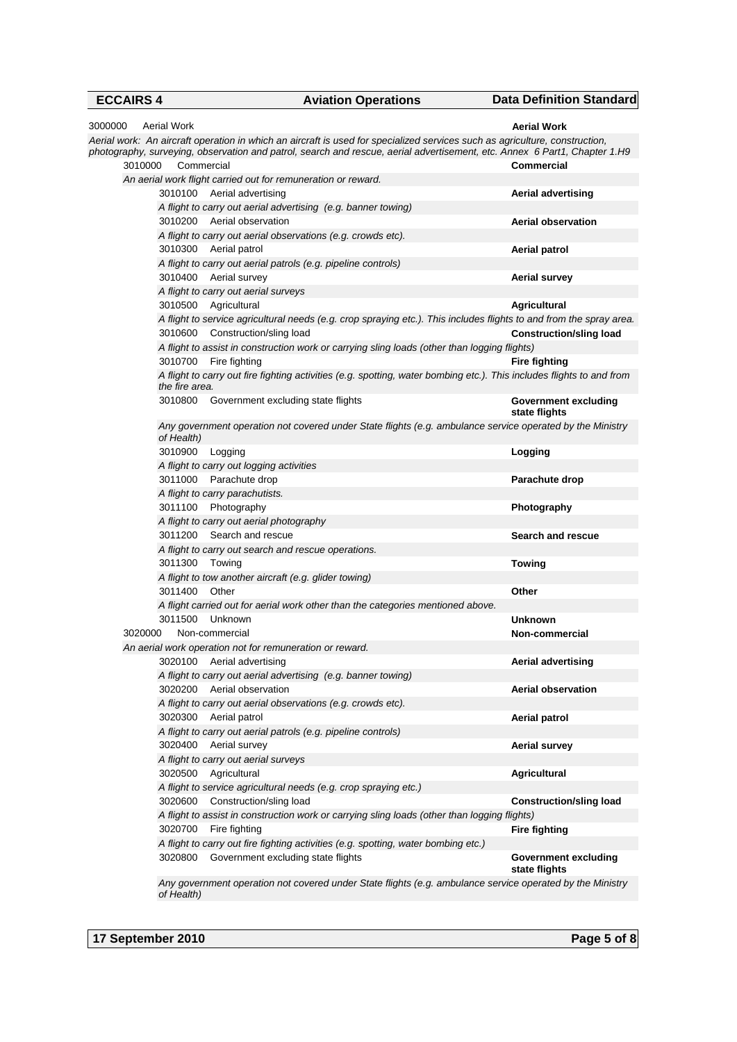| | | |
|---|---|---|
| 3000000 | Aerial Work | **Aerial Work** |
| | *Aerial work: An aircraft operation in which an aircraft is used for specialized services such as agriculture, construction, photography, surveying, observation and patrol, search and rescue, aerial advertisement, etc. Annex 6 Part1, Chapter 1.H9* | |
| 3010000 | Commercial | **Commercial** |
| | *An aerial work flight carried out for remuneration or reward.* | |
| 3010100 | Aerial advertising | **Aerial advertising** |
| | *A flight to carry out aerial advertising (e.g. banner towing)* | |
| 3010200 | Aerial observation | **Aerial observation** |
| | *A flight to carry out aerial observations (e.g. crowds etc).* | |
| 3010300 | Aerial patrol | **Aerial patrol** |
| | *A flight to carry out aerial patrols (e.g. pipeline controls)* | |
| 3010400 | Aerial survey | **Aerial survey** |
| | *A flight to carry out aerial surveys* | |
| 3010500 | Agricultural | **Agricultural** |
| | *A flight to service agricultural needs (e.g. crop spraying etc.). This includes flights to and from the spray area.* | |
| 3010600 | Construction/sling load | **Construction/sling load** |
| | *A flight to assist in construction work or carrying sling loads (other than logging flights)* | |
| 3010700 | Fire fighting | **Fire fighting** |
| | *A flight to carry out fire fighting activities (e.g. spotting, water bombing etc.). This includes flights to and from the fire area.* | |
| 3010800 | Government excluding state flights | **Government excluding state flights** |
| | *Any government operation not covered under State flights (e.g. ambulance service operated by the Ministry of Health)* | |
| 3010900 | Logging | **Logging** |
| | *A flight to carry out logging activities* | |
| 3011000 | Parachute drop | **Parachute drop** |
| | *A flight to carry parachutists.* | |
| 3011100 | Photography | **Photography** |
| | *A flight to carry out aerial photography* | |
| 3011200 | Search and rescue | **Search and rescue** |
| | *A flight to carry out search and rescue operations.* | |
| 3011300 | Towing | **Towing** |
| | *A flight to tow another aircraft (e.g. glider towing)* | |
| 3011400 | Other | **Other** |
| | *A flight carried out for aerial work other than the categories mentioned above.* | |
| 3011500 | Unknown | **Unknown** |
| 3020000 | Non-commercial | **Non-commercial** |
| | *An aerial work operation not for remuneration or reward.* | |
| 3020100 | Aerial advertising | **Aerial advertising** |
| | *A flight to carry out aerial advertising (e.g. banner towing)* | |
| 3020200 | Aerial observation | **Aerial observation** |
| | *A flight to carry out aerial observations (e.g. crowds etc).* | |
| 3020300 | Aerial patrol | **Aerial patrol** |
| | *A flight to carry out aerial patrols (e.g. pipeline controls)* | |
| 3020400 | Aerial survey | **Aerial survey** |
| | *A flight to carry out aerial surveys* | |
| 3020500 | Agricultural | **Agricultural** |
| | *A flight to service agricultural needs (e.g. crop spraying etc.)* | |
| 3020600 | Construction/sling load | **Construction/sling load** |
| | *A flight to assist in construction work or carrying sling loads (other than logging flights)* | |
| 3020700 | Fire fighting | **Fire fighting** |
| | *A flight to carry out fire fighting activities (e.g. spotting, water bombing etc.)* | |
| 3020800 | Government excluding state flights | **Government excluding state flights** |
| | *Any government operation not covered under State flights (e.g. ambulance service operated by the Ministry of Health)* | |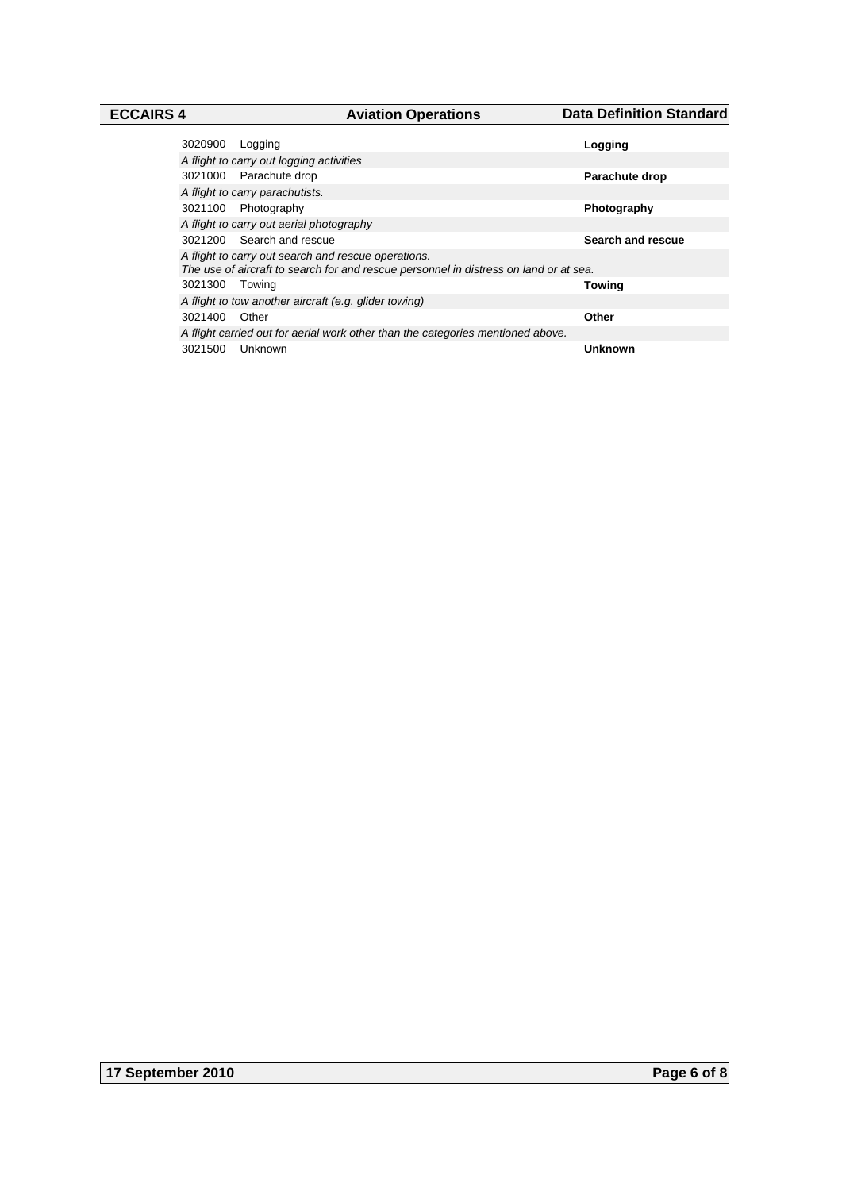| | | |
|---|---|---|
| 3020900 | Logging | **Logging** |
| *A flight to carry out logging activities* | | |
| 3021000 | Parachute drop | **Parachute drop** |
| *A flight to carry parachutists.* | | |
| 3021100 | Photography | **Photography** |
| *A flight to carry out aerial photography* | | |
| 3021200 | Search and rescue | **Search and rescue** |
| *A flight to carry out search and rescue operations. The use of aircraft to search for and rescue personnel in distress on land or at sea.* | | |
| 3021300 | Towing | **Towing** |
| *A flight to tow another aircraft (e.g. glider towing)* | | |
| 3021400 | Other | **Other** |
| *A flight carried out for aerial work other than the categories mentioned above.* | | |
| 3021500 | Unknown | **Unknown** |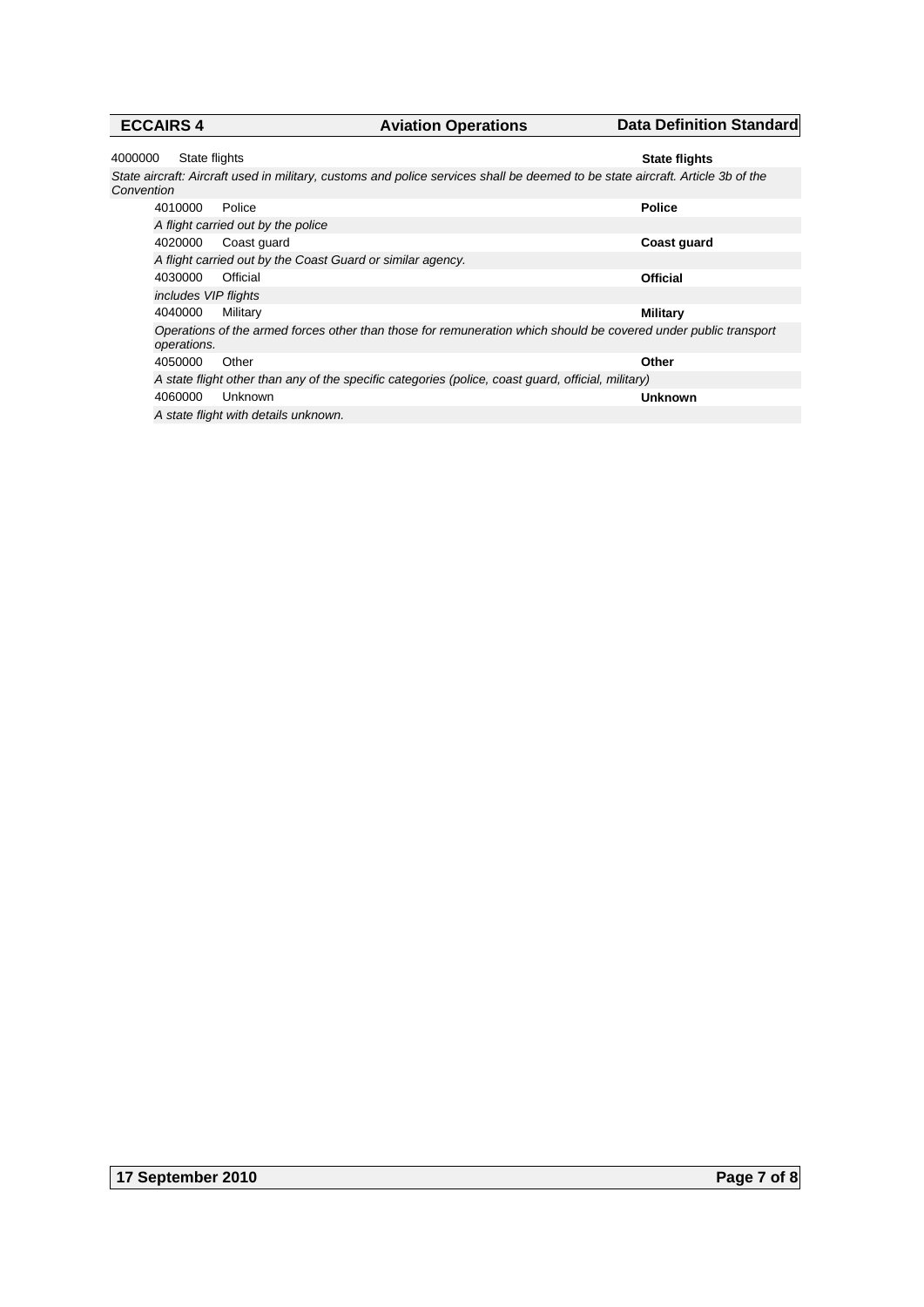4000000 State flights **State flights**

*State aircraft: Aircraft used in military, customs and police services shall be deemed to be state aircraft. Article 3b of the Convention*

4010000 Police **Police**

*A flight carried out by the police*

4020000 Coast guard **Coast guard**

*A flight carried out by the Coast Guard or similar agency.*

4030000 Official **Official**

*includes VIP flights*

4040000 Military **Military**

*Operations of the armed forces other than those for remuneration which should be covered under public transport operations.*

4050000 Other **Other**

*A state flight other than any of the specific categories (police, coast guard, official, military)*

4060000 Unknown **Unknown**

*A state flight with details unknown.*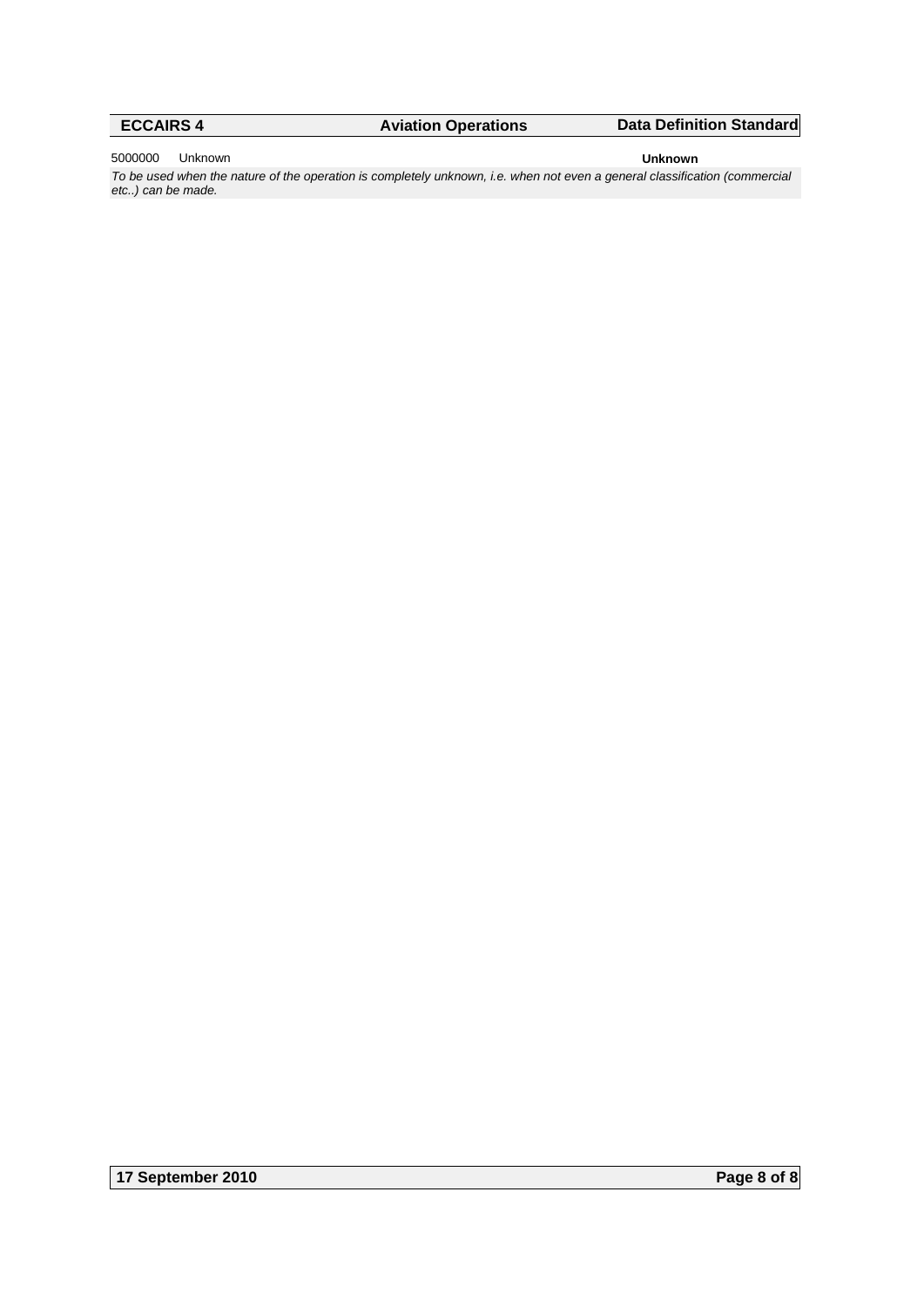5000000 Unknown **Unknown**

*To be used when the nature of the operation is completely unknown, i.e. when not even a general classification (commercial etc..) can be made.*